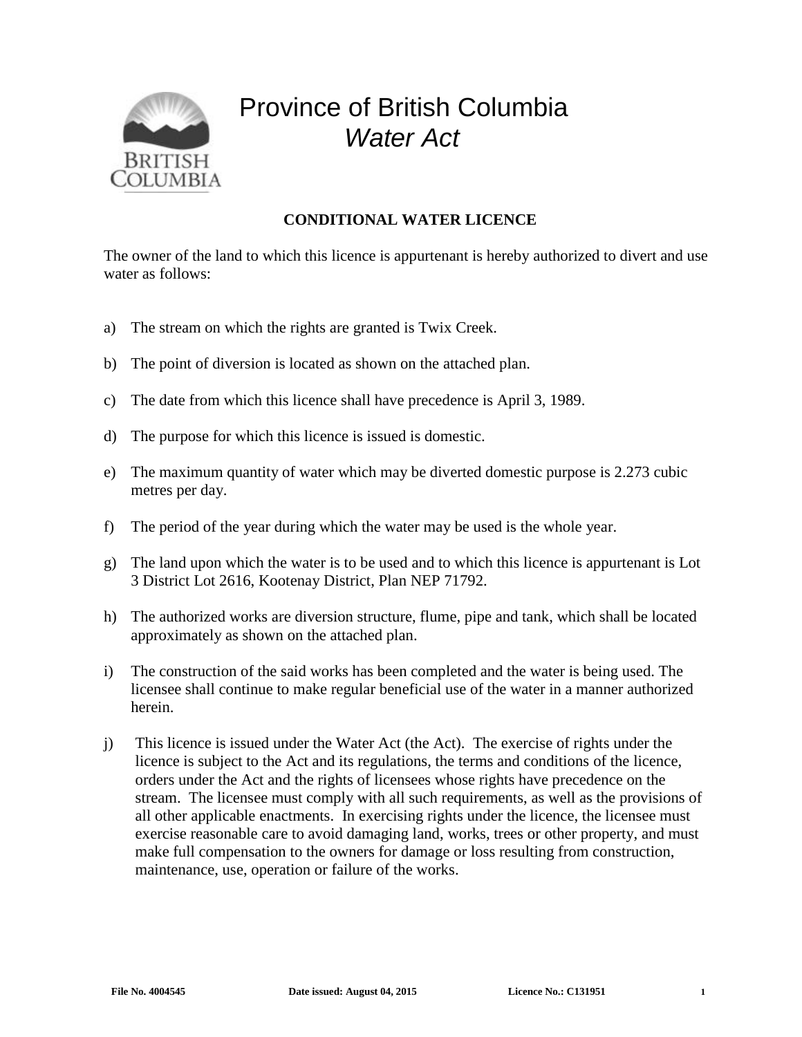# Province of British Columbia
## *Water Act*

### CONDITIONAL WATER LICENCE

The owner of the land to which this licence is appurtenant is hereby authorized to divert and use water as follows:

a) The stream on which the rights are granted is Twix Creek.

b) The point of diversion is located as shown on the attached plan.

c) The date from which this licence shall have precedence is April 3, 1989.

d) The purpose for which this licence is issued is domestic.

e) The maximum quantity of water which may be diverted domestic purpose is 2.273 cubic metres per day.

f) The period of the year during which the water may be used is the whole year.

g) The land upon which the water is to be used and to which this licence is appurtenant is Lot 3 District Lot 2616, Kootenay District, Plan NEP 71792.

h) The authorized works are diversion structure, flume, pipe and tank, which shall be located approximately as shown on the attached plan.

i) The construction of the said works has been completed and the water is being used. The licensee shall continue to make regular beneficial use of the water in a manner authorized herein.

j) This licence is issued under the Water Act (the Act). The exercise of rights under the licence is subject to the Act and its regulations, the terms and conditions of the licence, orders under the Act and the rights of licensees whose rights have precedence on the stream. The licensee must comply with all such requirements, as well as the provisions of all other applicable enactments. In exercising rights under the licence, the licensee must exercise reasonable care to avoid damaging land, works, trees or other property, and must make full compensation to the owners for damage or loss resulting from construction, maintenance, use, operation or failure of the works.

**File No. 4004545** **Date issued: August 04, 2015** **Licence No.: C131951**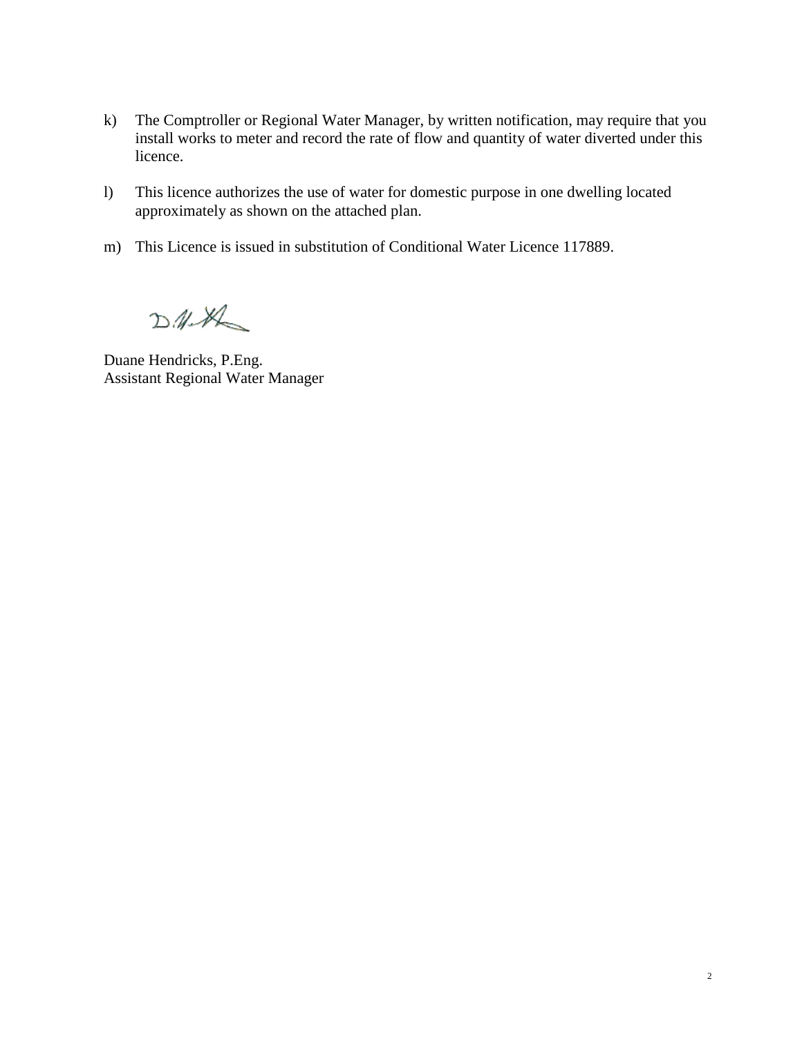k) The Comptroller or Regional Water Manager, by written notification, may require that you install works to meter and record the rate of flow and quantity of water diverted under this licence.

l) This licence authorizes the use of water for domestic purpose in one dwelling located approximately as shown on the attached plan.

m) This Licence is issued in substitution of Conditional Water Licence 117889.

Duane Hendricks, P.Eng.
Assistant Regional Water Manager